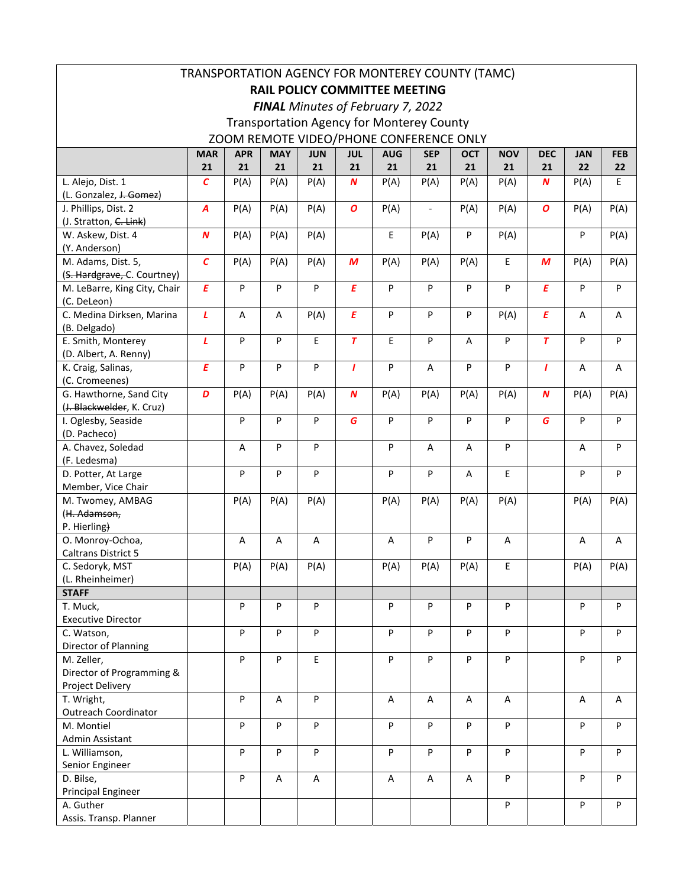TRANSPORTATION AGENCY FOR MONTEREY COUNTY (TAMC)

**RAIL POLICY COMMITTEE MEETING**

***FINAL*** *Minutes of February 7, 2022*

Transportation Agency for Monterey County

ZOOM REMOTE VIDEO/PHONE CONFERENCE ONLY

| | MAR 21 | APR 21 | MAY 21 | JUN 21 | JUL 21 | AUG 21 | SEP 21 | OCT 21 | NOV 21 | DEC 21 | JAN 22 | FEB 22 |
|---|---|---|---|---|---|---|---|---|---|---|---|---|
| L. Alejo, Dist. 1 (L. Gonzalez, ~~J. Gomez~~) | *C* | P(A) | P(A) | P(A) | *N* | P(A) | P(A) | P(A) | P(A) | *N* | P(A) | E |
| J. Phillips, Dist. 2 (J. Stratton, ~~C. Link~~) | *A* | P(A) | P(A) | P(A) | *O* | P(A) | - | P(A) | P(A) | *O* | P(A) | P(A) |
| W. Askew, Dist. 4 (Y. Anderson) | *N* | P(A) | P(A) | P(A) | | E | P(A) | P | P(A) | | P | P(A) |
| M. Adams, Dist. 5, (~~S. Hardgrave,~~ C. Courtney) | *C* | P(A) | P(A) | P(A) | *M* | P(A) | P(A) | P(A) | E | *M* | P(A) | P(A) |
| M. LeBarre, King City, Chair (C. DeLeon) | *E* | P | P | P | *E* | P | P | P | P | *E* | P | P |
| C. Medina Dirksen, Marina (B. Delgado) | *L* | A | A | P(A) | *E* | P | P | P | P(A) | *E* | A | A |
| E. Smith, Monterey (D. Albert, A. Renny) | *L* | P | P | E | *T* | E | P | A | P | *T* | P | P |
| K. Craig, Salinas, (C. Cromeenes) | *E* | P | P | P | *I* | P | A | P | P | *I* | A | A |
| G. Hawthorne, Sand City (~~J. Blackwelder~~, K. Cruz) | *D* | P(A) | P(A) | P(A) | *N* | P(A) | P(A) | P(A) | P(A) | *N* | P(A) | P(A) |
| I. Oglesby, Seaside (D. Pacheco) | | P | P | P | *G* | P | P | P | P | *G* | P | P |
| A. Chavez, Soledad (F. Ledesma) | | A | P | P | | P | A | A | P | | A | P |
| D. Potter, At Large Member, Vice Chair | | P | P | P | | P | P | A | E | | P | P |
| M. Twomey, AMBAG (~~H. Adamson,~~ P. Hierling~~)~~ | | P(A) | P(A) | P(A) | | P(A) | P(A) | P(A) | P(A) | | P(A) | P(A) |
| O. Monroy-Ochoa, Caltrans District 5 | | A | A | A | | A | P | P | A | | A | A |
| C. Sedoryk, MST (L. Rheinheimer) | | P(A) | P(A) | P(A) | | P(A) | P(A) | P(A) | E | | P(A) | P(A) |
| **STAFF** | | | | | | | | | | | | |
| T. Muck, Executive Director | | P | P | P | | P | P | P | P | | P | P |
| C. Watson, Director of Planning | | P | P | P | | P | P | P | P | | P | P |
| M. Zeller, Director of Programming & Project Delivery | | P | P | E | | P | P | P | P | | P | P |
| T. Wright, Outreach Coordinator | | P | A | P | | A | A | A | A | | A | A |
| M. Montiel Admin Assistant | | P | P | P | | P | P | P | P | | P | P |
| L. Williamson, Senior Engineer | | P | P | P | | P | P | P | P | | P | P |
| D. Bilse, Principal Engineer | | P | A | A | | A | A | A | P | | P | P |
| A. Guther Assis. Transp. Planner | | | | | | | | | P | | P | P |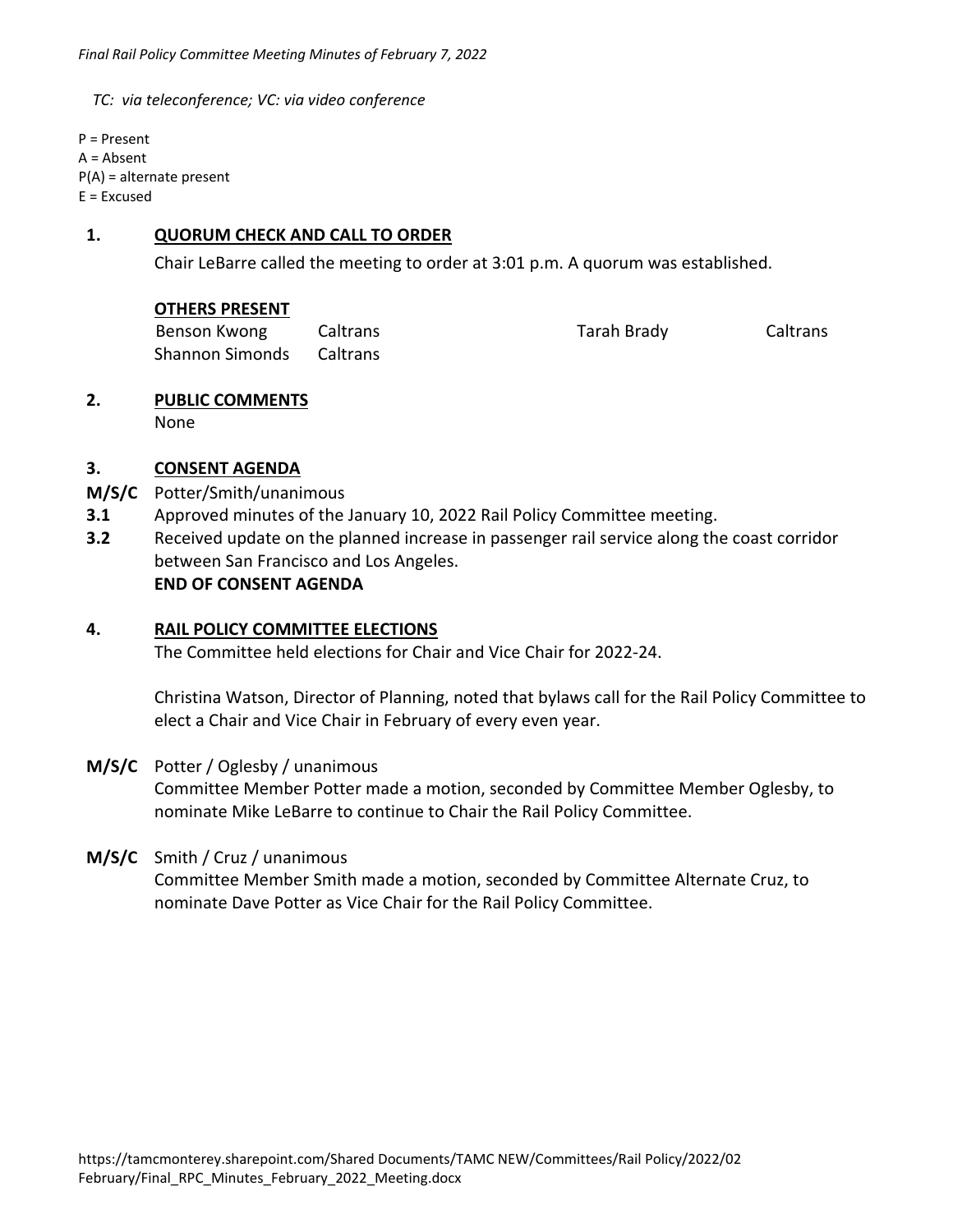*TC: via teleconference; VC: via video conference*

P = Present
A = Absent
P(A) = alternate present
E = Excused

**1. QUORUM CHECK AND CALL TO ORDER**

Chair LeBarre called the meeting to order at 3:01 p.m. A quorum was established.

**OTHERS PRESENT**

| | | | |
|---|---|---|---|
| Benson Kwong | Caltrans | Tarah Brady | Caltrans |
| Shannon Simonds | Caltrans | | |

**2. PUBLIC COMMENTS**

None

**3. CONSENT AGENDA**

**M/S/C** Potter/Smith/unanimous

**3.1** Approved minutes of the January 10, 2022 Rail Policy Committee meeting.

**3.2** Received update on the planned increase in passenger rail service along the coast corridor between San Francisco and Los Angeles.

**END OF CONSENT AGENDA**

**4. RAIL POLICY COMMITTEE ELECTIONS**

The Committee held elections for Chair and Vice Chair for 2022-24.

Christina Watson, Director of Planning, noted that bylaws call for the Rail Policy Committee to elect a Chair and Vice Chair in February of every even year.

**M/S/C** Potter / Oglesby / unanimous

Committee Member Potter made a motion, seconded by Committee Member Oglesby, to nominate Mike LeBarre to continue to Chair the Rail Policy Committee.

**M/S/C** Smith / Cruz / unanimous

Committee Member Smith made a motion, seconded by Committee Alternate Cruz, to nominate Dave Potter as Vice Chair for the Rail Policy Committee.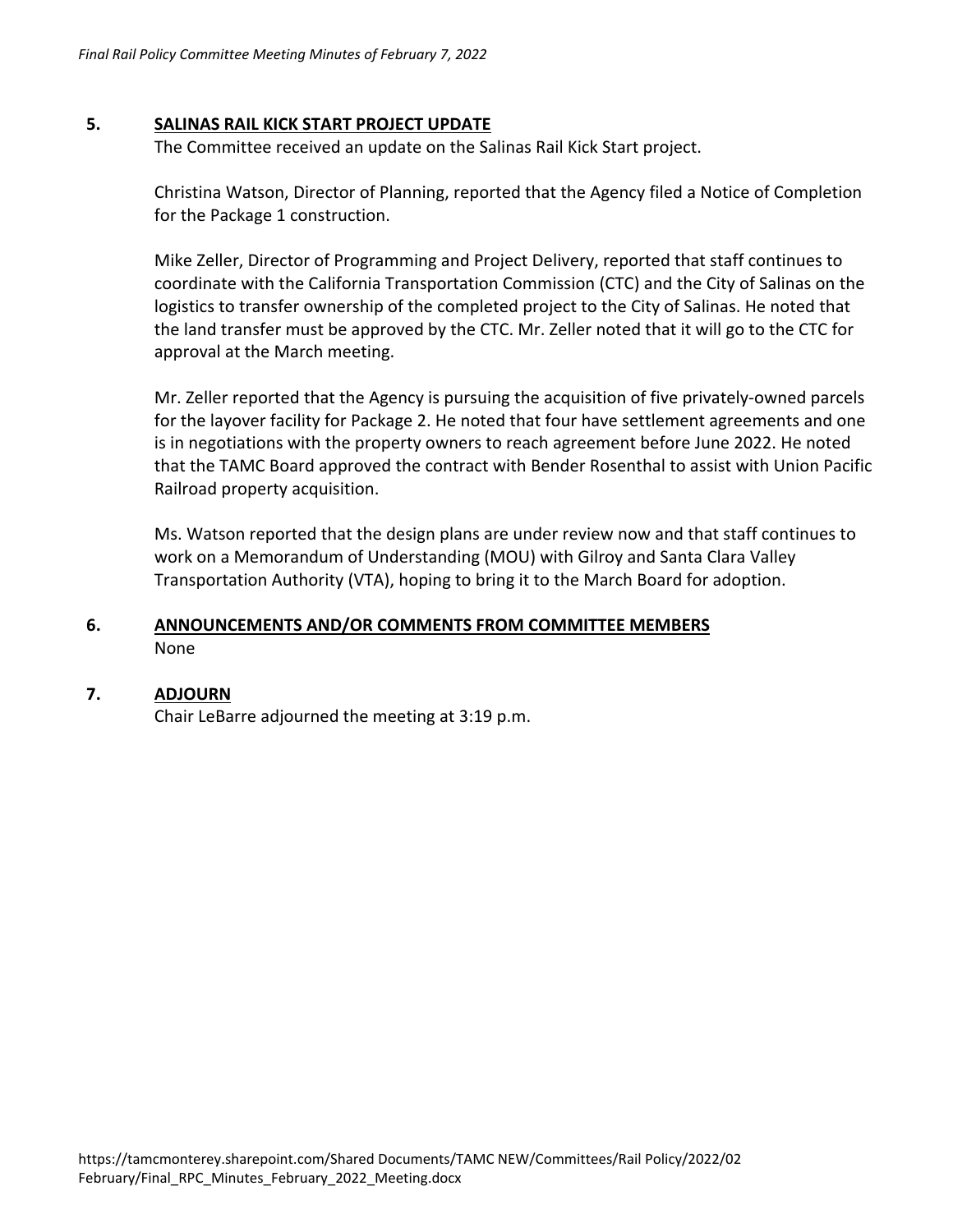## 5. SALINAS RAIL KICK START PROJECT UPDATE

The Committee received an update on the Salinas Rail Kick Start project.

Christina Watson, Director of Planning, reported that the Agency filed a Notice of Completion for the Package 1 construction.

Mike Zeller, Director of Programming and Project Delivery, reported that staff continues to coordinate with the California Transportation Commission (CTC) and the City of Salinas on the logistics to transfer ownership of the completed project to the City of Salinas. He noted that the land transfer must be approved by the CTC. Mr. Zeller noted that it will go to the CTC for approval at the March meeting.

Mr. Zeller reported that the Agency is pursuing the acquisition of five privately-owned parcels for the layover facility for Package 2. He noted that four have settlement agreements and one is in negotiations with the property owners to reach agreement before June 2022. He noted that the TAMC Board approved the contract with Bender Rosenthal to assist with Union Pacific Railroad property acquisition.

Ms. Watson reported that the design plans are under review now and that staff continues to work on a Memorandum of Understanding (MOU) with Gilroy and Santa Clara Valley Transportation Authority (VTA), hoping to bring it to the March Board for adoption.

## 6. ANNOUNCEMENTS AND/OR COMMENTS FROM COMMITTEE MEMBERS

None

## 7. ADJOURN

Chair LeBarre adjourned the meeting at 3:19 p.m.